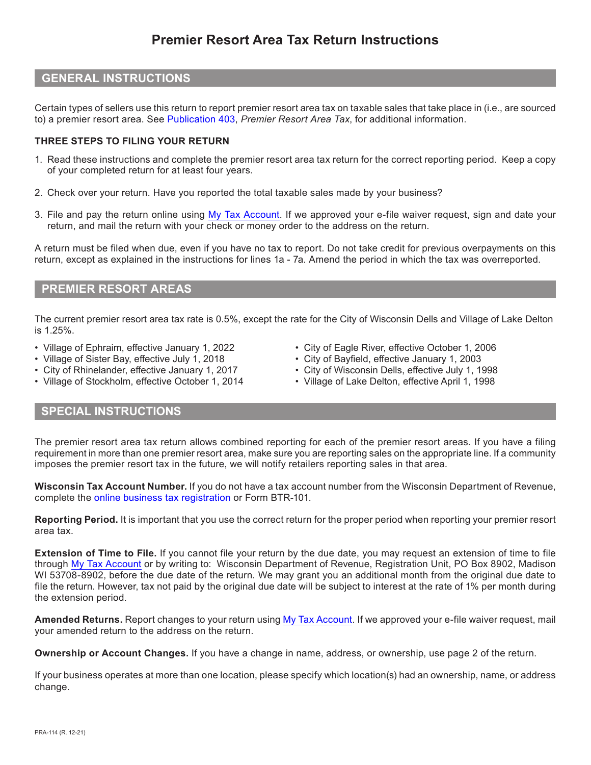# Premier Resort Area Tax Return Instructions

## GENERAL INSTRUCTIONS

Certain types of sellers use this return to report premier resort area tax on taxable sales that take place in (i.e., are sourced to) a premier resort area. See Publication 403, *Premier Resort Area Tax*, for additional information.

### THREE STEPS TO FILING YOUR RETURN

1. Read these instructions and complete the premier resort area tax return for the correct reporting period. Keep a copy of your completed return for at least four years.

2. Check over your return. Have you reported the total taxable sales made by your business?

3. File and pay the return online using My Tax Account. If we approved your e-file waiver request, sign and date your return, and mail the return with your check or money order to the address on the return.

A return must be filed when due, even if you have no tax to report. Do not take credit for previous overpayments on this return, except as explained in the instructions for lines 1a - 7a. Amend the period in which the tax was overreported.

## PREMIER RESORT AREAS

The current premier resort area tax rate is 0.5%, except the rate for the City of Wisconsin Dells and Village of Lake Delton is 1.25%.

- Village of Ephraim, effective January 1, 2022
- Village of Sister Bay, effective July 1, 2018
- City of Rhinelander, effective January 1, 2017
- Village of Stockholm, effective October 1, 2014
- City of Eagle River, effective October 1, 2006
- City of Bayfield, effective January 1, 2003
- City of Wisconsin Dells, effective July 1, 1998
- Village of Lake Delton, effective April 1, 1998

## SPECIAL INSTRUCTIONS

The premier resort area tax return allows combined reporting for each of the premier resort areas. If you have a filing requirement in more than one premier resort area, make sure you are reporting sales on the appropriate line. If a community imposes the premier resort tax in the future, we will notify retailers reporting sales in that area.

**Wisconsin Tax Account Number.** If you do not have a tax account number from the Wisconsin Department of Revenue, complete the online business tax registration or Form BTR-101.

**Reporting Period.** It is important that you use the correct return for the proper period when reporting your premier resort area tax.

**Extension of Time to File.** If you cannot file your return by the due date, you may request an extension of time to file through My Tax Account or by writing to: Wisconsin Department of Revenue, Registration Unit, PO Box 8902, Madison WI 53708-8902, before the due date of the return. We may grant you an additional month from the original due date to file the return. However, tax not paid by the original due date will be subject to interest at the rate of 1% per month during the extension period.

**Amended Returns.** Report changes to your return using My Tax Account. If we approved your e-file waiver request, mail your amended return to the address on the return.

**Ownership or Account Changes.** If you have a change in name, address, or ownership, use page 2 of the return.

If your business operates at more than one location, please specify which location(s) had an ownership, name, or address change.

PRA-114 (R. 12-21)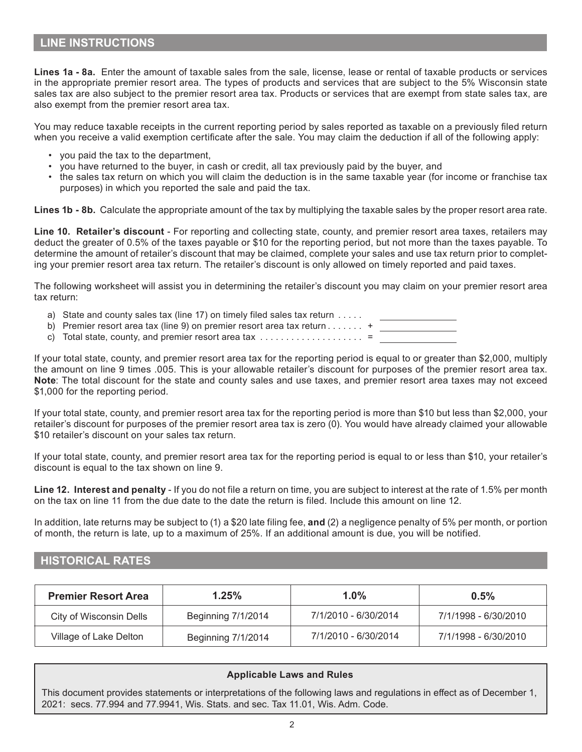## LINE INSTRUCTIONS

**Lines 1a - 8a.** Enter the amount of taxable sales from the sale, license, lease or rental of taxable products or services in the appropriate premier resort area. The types of products and services that are subject to the 5% Wisconsin state sales tax are also subject to the premier resort area tax. Products or services that are exempt from state sales tax, are also exempt from the premier resort area tax.

You may reduce taxable receipts in the current reporting period by sales reported as taxable on a previously filed return when you receive a valid exemption certificate after the sale. You may claim the deduction if all of the following apply:

- you paid the tax to the department,
- you have returned to the buyer, in cash or credit, all tax previously paid by the buyer, and
- the sales tax return on which you will claim the deduction is in the same taxable year (for income or franchise tax purposes) in which you reported the sale and paid the tax.

**Lines 1b - 8b.** Calculate the appropriate amount of the tax by multiplying the taxable sales by the proper resort area rate.

**Line 10. Retailer's discount** - For reporting and collecting state, county, and premier resort area taxes, retailers may deduct the greater of 0.5% of the taxes payable or $10 for the reporting period, but not more than the taxes payable. To determine the amount of retailer's discount that may be claimed, complete your sales and use tax return prior to completing your premier resort area tax return. The retailer's discount is only allowed on timely reported and paid taxes.

The following worksheet will assist you in determining the retailer's discount you may claim on your premier resort area tax return:

a) State and county sales tax (line 17) on timely filed sales tax return . . . . . \_\_\_\_\_\_\_\_\_\_

b) Premier resort area tax (line 9) on premier resort area tax return . . . . . . . + \_\_\_\_\_\_\_\_\_\_

c) Total state, county, and premier resort area tax . . . . . . . . . . . . . . . . . . . . = \_\_\_\_\_\_\_\_\_\_

If your total state, county, and premier resort area tax for the reporting period is equal to or greater than $2,000, multiply the amount on line 9 times .005. This is your allowable retailer's discount for purposes of the premier resort area tax. **Note**: The total discount for the state and county sales and use taxes, and premier resort area taxes may not exceed $1,000 for the reporting period.

If your total state, county, and premier resort area tax for the reporting period is more than $10 but less than $2,000, your retailer's discount for purposes of the premier resort area tax is zero (0). You would have already claimed your allowable $10 retailer's discount on your sales tax return.

If your total state, county, and premier resort area tax for the reporting period is equal to or less than $10, your retailer's discount is equal to the tax shown on line 9.

**Line 12. Interest and penalty** - If you do not file a return on time, you are subject to interest at the rate of 1.5% per month on the tax on line 11 from the due date to the date the return is filed. Include this amount on line 12.

In addition, late returns may be subject to (1) a $20 late filing fee, **and** (2) a negligence penalty of 5% per month, or portion of month, the return is late, up to a maximum of 25%. If an additional amount is due, you will be notified.

## HISTORICAL RATES

| Premier Resort Area | 1.25% | 1.0% | 0.5% |
|---|---|---|---|
| City of Wisconsin Dells | Beginning 7/1/2014 | 7/1/2010 - 6/30/2014 | 7/1/1998 - 6/30/2010 |
| Village of Lake Delton | Beginning 7/1/2014 | 7/1/2010 - 6/30/2014 | 7/1/1998 - 6/30/2010 |

**Applicable Laws and Rules**

This document provides statements or interpretations of the following laws and regulations in effect as of December 1, 2021: secs. 77.994 and 77.9941, Wis. Stats. and sec. Tax 11.01, Wis. Adm. Code.